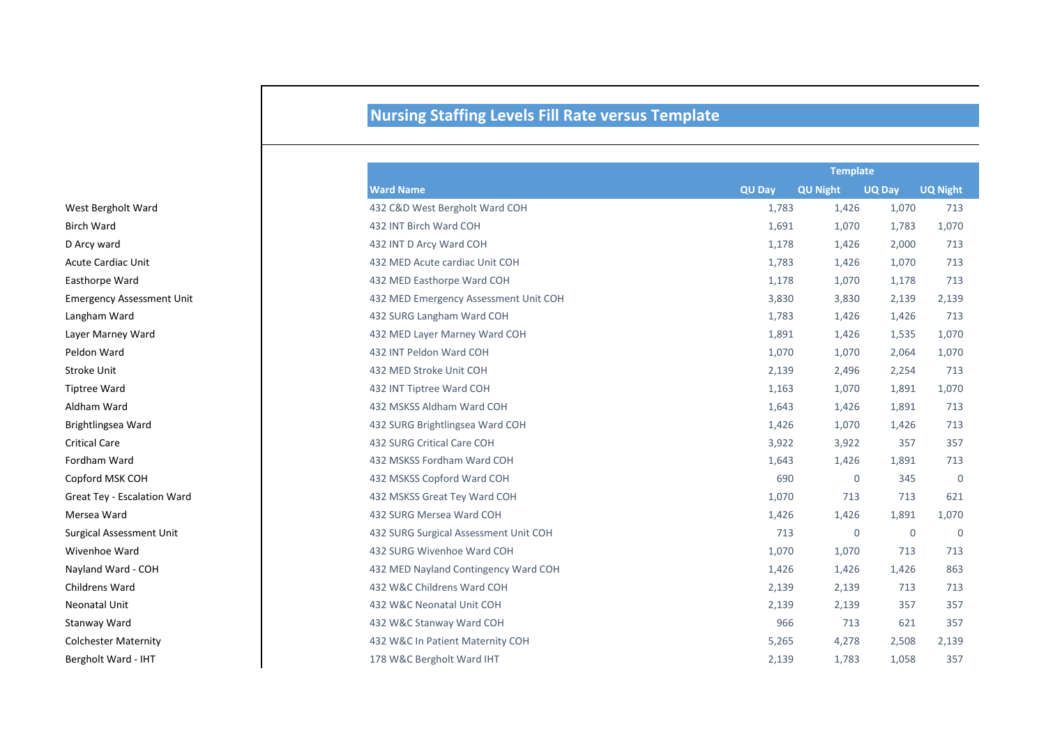# Nursing Staffing Levels Fill Rate versus Template

| | Ward Name | Template | | | |
|---|---|---|---|---|---|
| | | QU Day | QU Night | UQ Day | UQ Night |
| West Bergholt Ward | 432 C&D West Bergholt Ward COH | 1,783 | 1,426 | 1,070 | 713 |
| Birch Ward | 432 INT Birch Ward COH | 1,691 | 1,070 | 1,783 | 1,070 |
| D Arcy ward | 432 INT D Arcy Ward COH | 1,178 | 1,426 | 2,000 | 713 |
| Acute Cardiac Unit | 432 MED Acute cardiac Unit COH | 1,783 | 1,426 | 1,070 | 713 |
| Easthorpe Ward | 432 MED Easthorpe Ward COH | 1,178 | 1,070 | 1,178 | 713 |
| Emergency Assessment Unit | 432 MED Emergency Assessment Unit COH | 3,830 | 3,830 | 2,139 | 2,139 |
| Langham Ward | 432 SURG Langham Ward COH | 1,783 | 1,426 | 1,426 | 713 |
| Layer Marney Ward | 432 MED Layer Marney Ward COH | 1,891 | 1,426 | 1,535 | 1,070 |
| Peldon Ward | 432 INT Peldon Ward COH | 1,070 | 1,070 | 2,064 | 1,070 |
| Stroke Unit | 432 MED Stroke Unit COH | 2,139 | 2,496 | 2,254 | 713 |
| Tiptree Ward | 432 INT Tiptree Ward COH | 1,163 | 1,070 | 1,891 | 1,070 |
| Aldham Ward | 432 MSKSS Aldham Ward COH | 1,643 | 1,426 | 1,891 | 713 |
| Brightlingsea Ward | 432 SURG Brightlingsea Ward COH | 1,426 | 1,070 | 1,426 | 713 |
| Critical Care | 432 SURG Critical Care COH | 3,922 | 3,922 | 357 | 357 |
| Fordham Ward | 432 MSKSS Fordham Ward COH | 1,643 | 1,426 | 1,891 | 713 |
| Copford MSK COH | 432 MSKSS Copford Ward COH | 690 | 0 | 345 | 0 |
| Great Tey - Escalation Ward | 432 MSKSS Great Tey Ward COH | 1,070 | 713 | 713 | 621 |
| Mersea Ward | 432 SURG Mersea Ward COH | 1,426 | 1,426 | 1,891 | 1,070 |
| Surgical Assessment Unit | 432 SURG Surgical Assessment Unit COH | 713 | 0 | 0 | 0 |
| Wivenhoe Ward | 432 SURG Wivenhoe Ward COH | 1,070 | 1,070 | 713 | 713 |
| Nayland Ward - COH | 432 MED Nayland Contingency Ward COH | 1,426 | 1,426 | 1,426 | 863 |
| Childrens Ward | 432 W&C Childrens Ward COH | 2,139 | 2,139 | 713 | 713 |
| Neonatal Unit | 432 W&C Neonatal Unit COH | 2,139 | 2,139 | 357 | 357 |
| Stanway Ward | 432 W&C Stanway Ward COH | 966 | 713 | 621 | 357 |
| Colchester Maternity | 432 W&C In Patient Maternity COH | 5,265 | 4,278 | 2,508 | 2,139 |
| Bergholt Ward - IHT | 178 W&C Bergholt Ward IHT | 2,139 | 1,783 | 1,058 | 357 |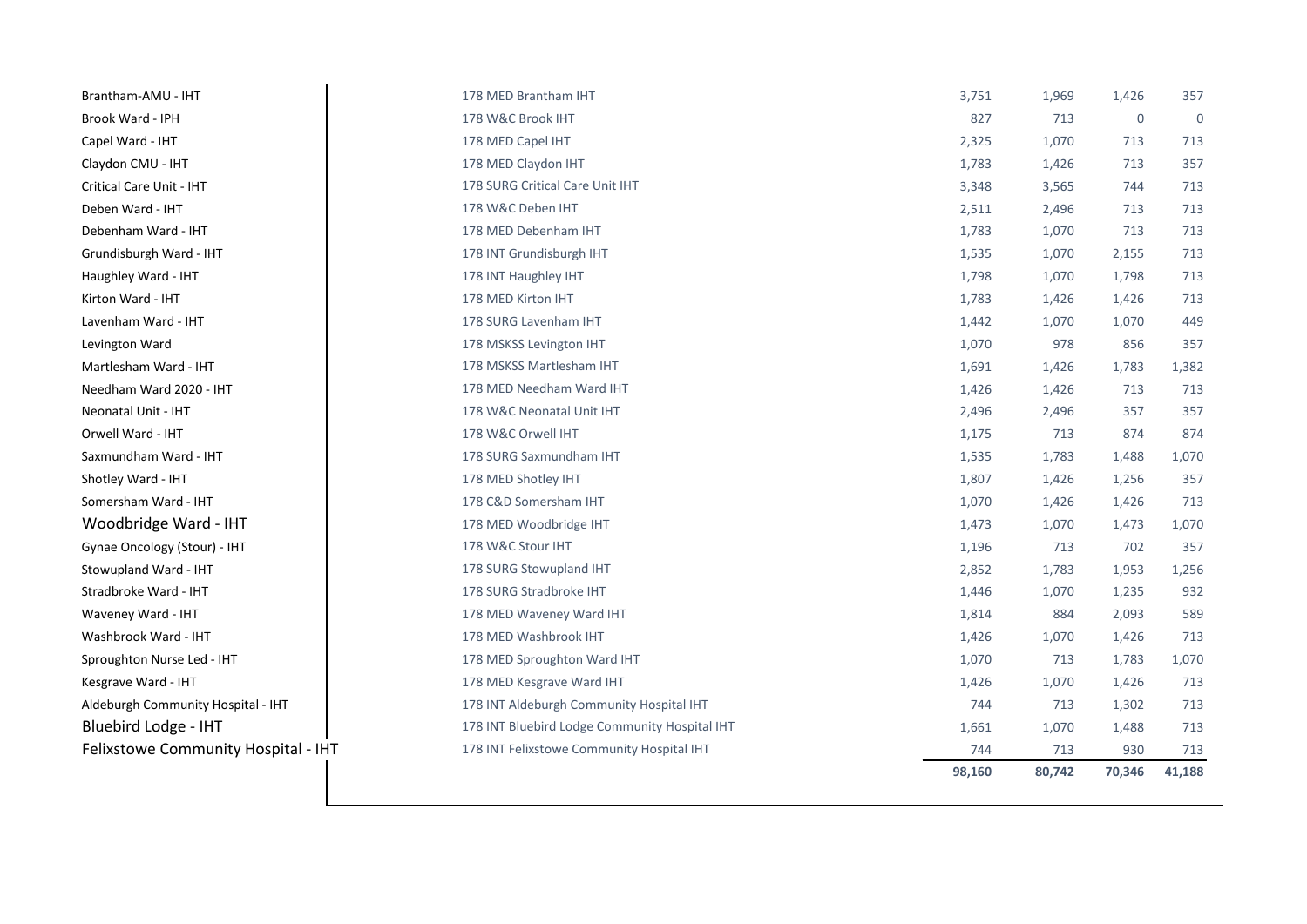| | | | | | |
|---|---|---|---|---|---|
| Brantham-AMU - IHT | 178 MED Brantham IHT | 3,751 | 1,969 | 1,426 | 357 |
| Brook Ward - IPH | 178 W&C Brook IHT | 827 | 713 | 0 | 0 |
| Capel Ward - IHT | 178 MED Capel IHT | 2,325 | 1,070 | 713 | 713 |
| Claydon CMU - IHT | 178 MED Claydon IHT | 1,783 | 1,426 | 713 | 357 |
| Critical Care Unit - IHT | 178 SURG Critical Care Unit IHT | 3,348 | 3,565 | 744 | 713 |
| Deben Ward - IHT | 178 W&C Deben IHT | 2,511 | 2,496 | 713 | 713 |
| Debenham Ward - IHT | 178 MED Debenham IHT | 1,783 | 1,070 | 713 | 713 |
| Grundisburgh Ward - IHT | 178 INT Grundisburgh IHT | 1,535 | 1,070 | 2,155 | 713 |
| Haughley Ward - IHT | 178 INT Haughley IHT | 1,798 | 1,070 | 1,798 | 713 |
| Kirton Ward - IHT | 178 MED Kirton IHT | 1,783 | 1,426 | 1,426 | 713 |
| Lavenham Ward - IHT | 178 SURG Lavenham IHT | 1,442 | 1,070 | 1,070 | 449 |
| Levington Ward | 178 MSKSS Levington IHT | 1,070 | 978 | 856 | 357 |
| Martlesham Ward - IHT | 178 MSKSS Martlesham IHT | 1,691 | 1,426 | 1,783 | 1,382 |
| Needham Ward 2020 - IHT | 178 MED Needham Ward IHT | 1,426 | 1,426 | 713 | 713 |
| Neonatal Unit - IHT | 178 W&C Neonatal Unit IHT | 2,496 | 2,496 | 357 | 357 |
| Orwell Ward - IHT | 178 W&C Orwell IHT | 1,175 | 713 | 874 | 874 |
| Saxmundham Ward - IHT | 178 SURG Saxmundham IHT | 1,535 | 1,783 | 1,488 | 1,070 |
| Shotley Ward - IHT | 178 MED Shotley IHT | 1,807 | 1,426 | 1,256 | 357 |
| Somersham Ward - IHT | 178 C&D Somersham IHT | 1,070 | 1,426 | 1,426 | 713 |
| Woodbridge Ward - IHT | 178 MED Woodbridge IHT | 1,473 | 1,070 | 1,473 | 1,070 |
| Gynae Oncology (Stour) - IHT | 178 W&C Stour IHT | 1,196 | 713 | 702 | 357 |
| Stowupland Ward - IHT | 178 SURG Stowupland IHT | 2,852 | 1,783 | 1,953 | 1,256 |
| Stradbroke Ward - IHT | 178 SURG Stradbroke IHT | 1,446 | 1,070 | 1,235 | 932 |
| Waveney Ward - IHT | 178 MED Waveney Ward IHT | 1,814 | 884 | 2,093 | 589 |
| Washbrook Ward - IHT | 178 MED Washbrook IHT | 1,426 | 1,070 | 1,426 | 713 |
| Sproughton Nurse Led - IHT | 178 MED Sproughton Ward IHT | 1,070 | 713 | 1,783 | 1,070 |
| Kesgrave Ward - IHT | 178 MED Kesgrave Ward IHT | 1,426 | 1,070 | 1,426 | 713 |
| Aldeburgh Community Hospital - IHT | 178 INT Aldeburgh Community Hospital IHT | 744 | 713 | 1,302 | 713 |
| Bluebird Lodge - IHT | 178 INT Bluebird Lodge Community Hospital IHT | 1,661 | 1,070 | 1,488 | 713 |
| Felixstowe Community Hospital - IHT | 178 INT Felixstowe Community Hospital IHT | 744 | 713 | 930 | 713 |
| | | **98,160** | **80,742** | **70,346** | **41,188** |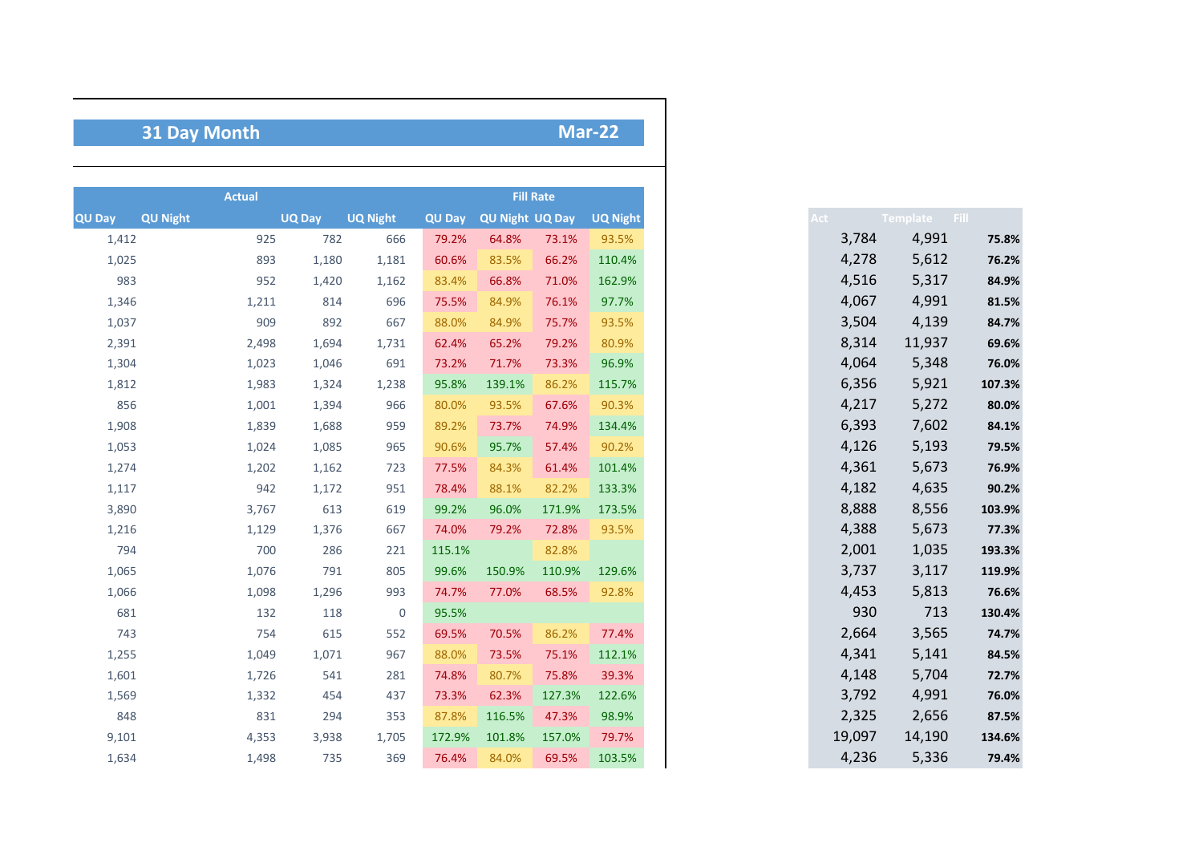## 31 Day Month — Mar-22

| Actual | | | | Fill Rate | | | |
|---|---|---|---|---|---|---|---|
| QU Day | QU Night | UQ Day | UQ Night | QU Day | QU Night | UQ Day | UQ Night |
| 1,412 | 925 | 782 | 666 | 79.2% | 64.8% | 73.1% | 93.5% |
| 1,025 | 893 | 1,180 | 1,181 | 60.6% | 83.5% | 66.2% | 110.4% |
| 983 | 952 | 1,420 | 1,162 | 83.4% | 66.8% | 71.0% | 162.9% |
| 1,346 | 1,211 | 814 | 696 | 75.5% | 84.9% | 76.1% | 97.7% |
| 1,037 | 909 | 892 | 667 | 88.0% | 84.9% | 75.7% | 93.5% |
| 2,391 | 2,498 | 1,694 | 1,731 | 62.4% | 65.2% | 79.2% | 80.9% |
| 1,304 | 1,023 | 1,046 | 691 | 73.2% | 71.7% | 73.3% | 96.9% |
| 1,812 | 1,983 | 1,324 | 1,238 | 95.8% | 139.1% | 86.2% | 115.7% |
| 856 | 1,001 | 1,394 | 966 | 80.0% | 93.5% | 67.6% | 90.3% |
| 1,908 | 1,839 | 1,688 | 959 | 89.2% | 73.7% | 74.9% | 134.4% |
| 1,053 | 1,024 | 1,085 | 965 | 90.6% | 95.7% | 57.4% | 90.2% |
| 1,274 | 1,202 | 1,162 | 723 | 77.5% | 84.3% | 61.4% | 101.4% |
| 1,117 | 942 | 1,172 | 951 | 78.4% | 88.1% | 82.2% | 133.3% |
| 3,890 | 3,767 | 613 | 619 | 99.2% | 96.0% | 171.9% | 173.5% |
| 1,216 | 1,129 | 1,376 | 667 | 74.0% | 79.2% | 72.8% | 93.5% |
| 794 | 700 | 286 | 221 | 115.1% | | 82.8% | |
| 1,065 | 1,076 | 791 | 805 | 99.6% | 150.9% | 110.9% | 129.6% |
| 1,066 | 1,098 | 1,296 | 993 | 74.7% | 77.0% | 68.5% | 92.8% |
| 681 | 132 | 118 | 0 | 95.5% | | | |
| 743 | 754 | 615 | 552 | 69.5% | 70.5% | 86.2% | 77.4% |
| 1,255 | 1,049 | 1,071 | 967 | 88.0% | 73.5% | 75.1% | 112.1% |
| 1,601 | 1,726 | 541 | 281 | 74.8% | 80.7% | 75.8% | 39.3% |
| 1,569 | 1,332 | 454 | 437 | 73.3% | 62.3% | 127.3% | 122.6% |
| 848 | 831 | 294 | 353 | 87.8% | 116.5% | 47.3% | 98.9% |
| 9,101 | 4,353 | 3,938 | 1,705 | 172.9% | 101.8% | 157.0% | 79.7% |
| 1,634 | 1,498 | 735 | 369 | 76.4% | 84.0% | 69.5% | 103.5% |

| Act | Template | Fill |
|---|---|---|
| 3,784 | 4,991 | **75.8%** |
| 4,278 | 5,612 | **76.2%** |
| 4,516 | 5,317 | **84.9%** |
| 4,067 | 4,991 | **81.5%** |
| 3,504 | 4,139 | **84.7%** |
| 8,314 | 11,937 | **69.6%** |
| 4,064 | 5,348 | **76.0%** |
| 6,356 | 5,921 | **107.3%** |
| 4,217 | 5,272 | **80.0%** |
| 6,393 | 7,602 | **84.1%** |
| 4,126 | 5,193 | **79.5%** |
| 4,361 | 5,673 | **76.9%** |
| 4,182 | 4,635 | **90.2%** |
| 8,888 | 8,556 | **103.9%** |
| 4,388 | 5,673 | **77.3%** |
| 2,001 | 1,035 | **193.3%** |
| 3,737 | 3,117 | **119.9%** |
| 4,453 | 5,813 | **76.6%** |
| 930 | 713 | **130.4%** |
| 2,664 | 3,565 | **74.7%** |
| 4,341 | 5,141 | **84.5%** |
| 4,148 | 5,704 | **72.7%** |
| 3,792 | 4,991 | **76.0%** |
| 2,325 | 2,656 | **87.5%** |
| 19,097 | 14,190 | **134.6%** |
| 4,236 | 5,336 | **79.4%** |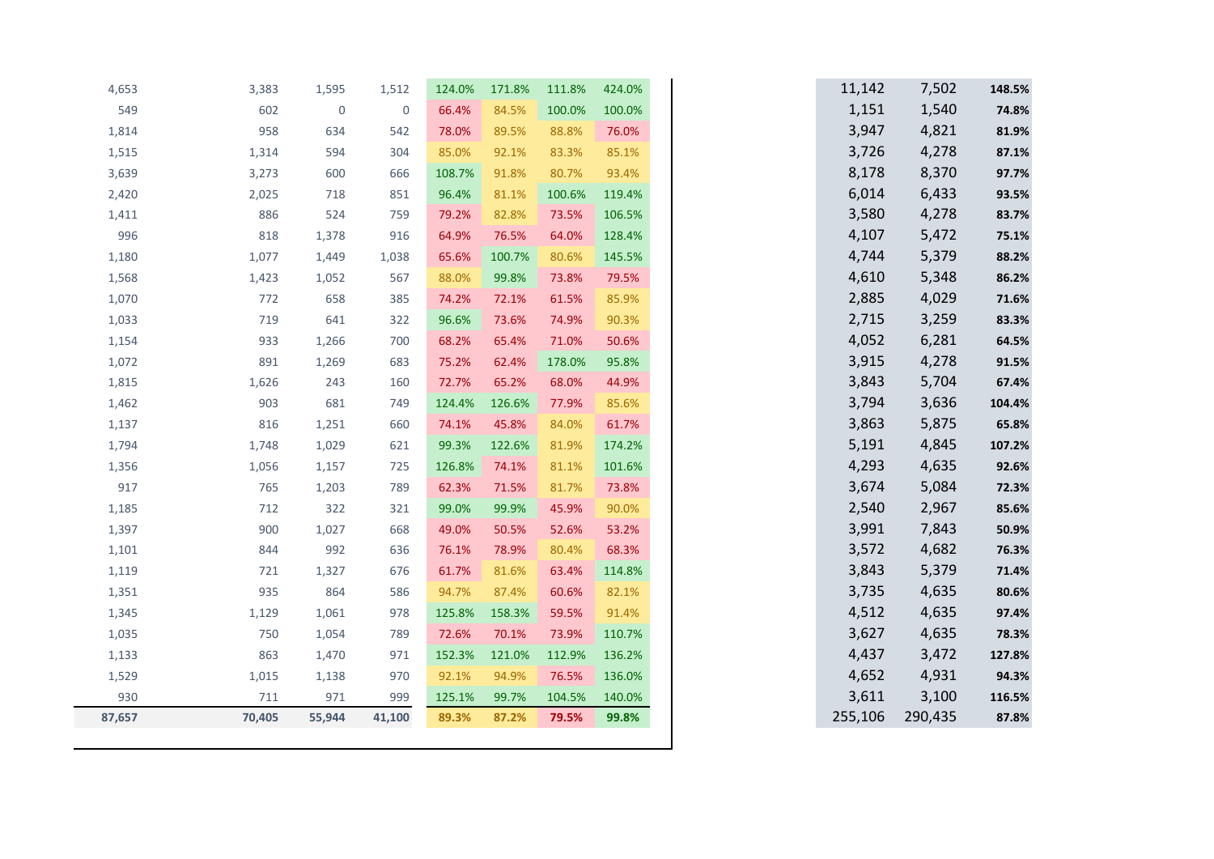| | | | | | | | | | | |
|---|---|---|---|---|---|---|---|---|---|---|
| 4,653 | 3,383 | 1,595 | 1,512 | 124.0% | 171.8% | 111.8% | 424.0% | 11,142 | 7,502 | **148.5%** |
| 549 | 602 | 0 | 0 | 66.4% | 84.5% | 100.0% | 100.0% | 1,151 | 1,540 | **74.8%** |
| 1,814 | 958 | 634 | 542 | 78.0% | 89.5% | 88.8% | 76.0% | 3,947 | 4,821 | **81.9%** |
| 1,515 | 1,314 | 594 | 304 | 85.0% | 92.1% | 83.3% | 85.1% | 3,726 | 4,278 | **87.1%** |
| 3,639 | 3,273 | 600 | 666 | 108.7% | 91.8% | 80.7% | 93.4% | 8,178 | 8,370 | **97.7%** |
| 2,420 | 2,025 | 718 | 851 | 96.4% | 81.1% | 100.6% | 119.4% | 6,014 | 6,433 | **93.5%** |
| 1,411 | 886 | 524 | 759 | 79.2% | 82.8% | 73.5% | 106.5% | 3,580 | 4,278 | **83.7%** |
| 996 | 818 | 1,378 | 916 | 64.9% | 76.5% | 64.0% | 128.4% | 4,107 | 5,472 | **75.1%** |
| 1,180 | 1,077 | 1,449 | 1,038 | 65.6% | 100.7% | 80.6% | 145.5% | 4,744 | 5,379 | **88.2%** |
| 1,568 | 1,423 | 1,052 | 567 | 88.0% | 99.8% | 73.8% | 79.5% | 4,610 | 5,348 | **86.2%** |
| 1,070 | 772 | 658 | 385 | 74.2% | 72.1% | 61.5% | 85.9% | 2,885 | 4,029 | **71.6%** |
| 1,033 | 719 | 641 | 322 | 96.6% | 73.6% | 74.9% | 90.3% | 2,715 | 3,259 | **83.3%** |
| 1,154 | 933 | 1,266 | 700 | 68.2% | 65.4% | 71.0% | 50.6% | 4,052 | 6,281 | **64.5%** |
| 1,072 | 891 | 1,269 | 683 | 75.2% | 62.4% | 178.0% | 95.8% | 3,915 | 4,278 | **91.5%** |
| 1,815 | 1,626 | 243 | 160 | 72.7% | 65.2% | 68.0% | 44.9% | 3,843 | 5,704 | **67.4%** |
| 1,462 | 903 | 681 | 749 | 124.4% | 126.6% | 77.9% | 85.6% | 3,794 | 3,636 | **104.4%** |
| 1,137 | 816 | 1,251 | 660 | 74.1% | 45.8% | 84.0% | 61.7% | 3,863 | 5,875 | **65.8%** |
| 1,794 | 1,748 | 1,029 | 621 | 99.3% | 122.6% | 81.9% | 174.2% | 5,191 | 4,845 | **107.2%** |
| 1,356 | 1,056 | 1,157 | 725 | 126.8% | 74.1% | 81.1% | 101.6% | 4,293 | 4,635 | **92.6%** |
| 917 | 765 | 1,203 | 789 | 62.3% | 71.5% | 81.7% | 73.8% | 3,674 | 5,084 | **72.3%** |
| 1,185 | 712 | 322 | 321 | 99.0% | 99.9% | 45.9% | 90.0% | 2,540 | 2,967 | **85.6%** |
| 1,397 | 900 | 1,027 | 668 | 49.0% | 50.5% | 52.6% | 53.2% | 3,991 | 7,843 | **50.9%** |
| 1,101 | 844 | 992 | 636 | 76.1% | 78.9% | 80.4% | 68.3% | 3,572 | 4,682 | **76.3%** |
| 1,119 | 721 | 1,327 | 676 | 61.7% | 81.6% | 63.4% | 114.8% | 3,843 | 5,379 | **71.4%** |
| 1,351 | 935 | 864 | 586 | 94.7% | 87.4% | 60.6% | 82.1% | 3,735 | 4,635 | **80.6%** |
| 1,345 | 1,129 | 1,061 | 978 | 125.8% | 158.3% | 59.5% | 91.4% | 4,512 | 4,635 | **97.4%** |
| 1,035 | 750 | 1,054 | 789 | 72.6% | 70.1% | 73.9% | 110.7% | 3,627 | 4,635 | **78.3%** |
| 1,133 | 863 | 1,470 | 971 | 152.3% | 121.0% | 112.9% | 136.2% | 4,437 | 3,472 | **127.8%** |
| 1,529 | 1,015 | 1,138 | 970 | 92.1% | 94.9% | 76.5% | 136.0% | 4,652 | 4,931 | **94.3%** |
| 930 | 711 | 971 | 999 | 125.1% | 99.7% | 104.5% | 140.0% | 3,611 | 3,100 | **116.5%** |
| **87,657** | **70,405** | **55,944** | **41,100** | **89.3%** | **87.2%** | **79.5%** | **99.8%** | 255,106 | 290,435 | **87.8%** |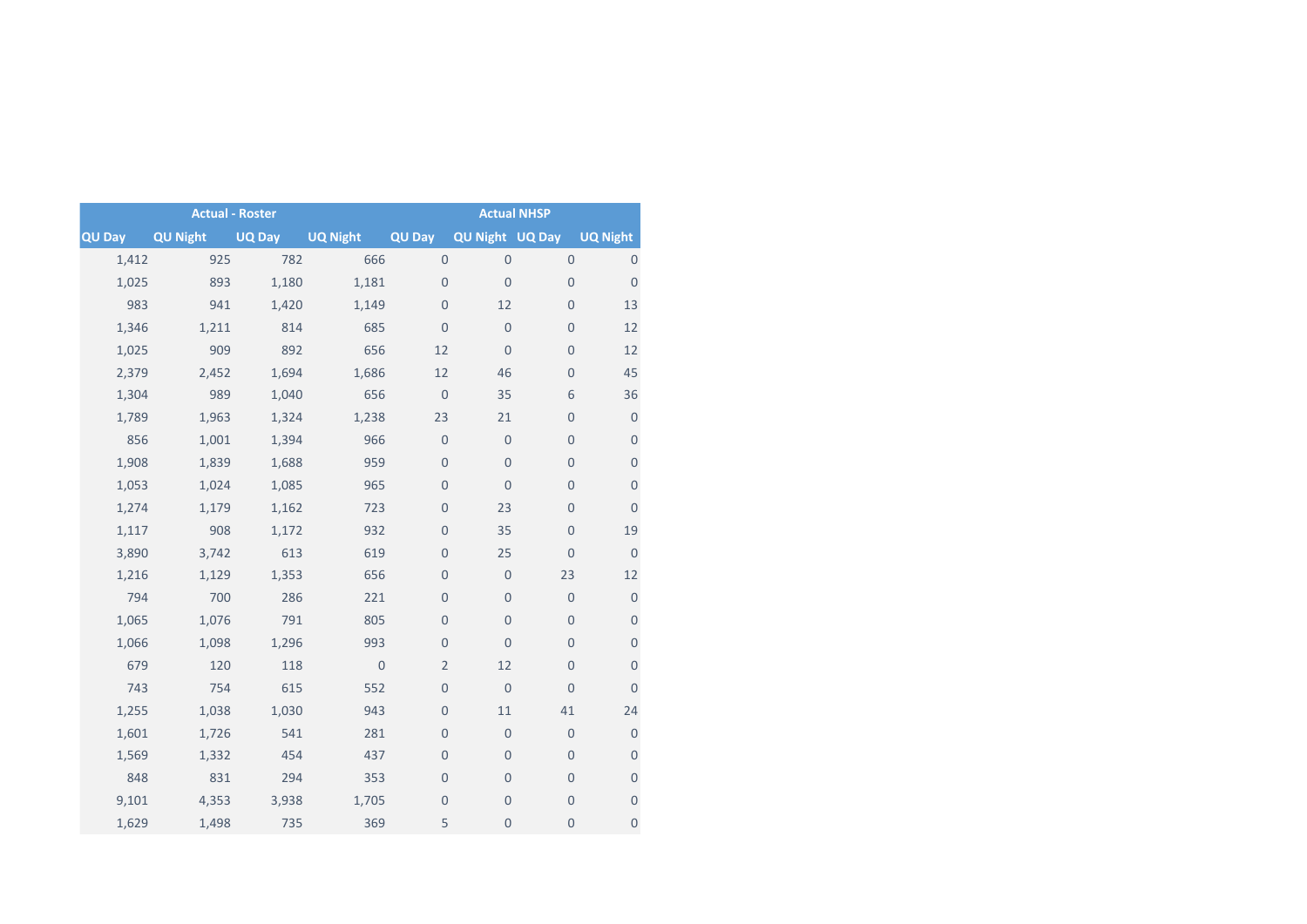| Actual - Roster | | | | Actual NHSP | | | |
|---|---|---|---|---|---|---|---|
| QU Day | QU Night | UQ Day | UQ Night | QU Day | QU Night | UQ Day | UQ Night |
| 1,412 | 925 | 782 | 666 | 0 | 0 | 0 | 0 |
| 1,025 | 893 | 1,180 | 1,181 | 0 | 0 | 0 | 0 |
| 983 | 941 | 1,420 | 1,149 | 0 | 12 | 0 | 13 |
| 1,346 | 1,211 | 814 | 685 | 0 | 0 | 0 | 12 |
| 1,025 | 909 | 892 | 656 | 12 | 0 | 0 | 12 |
| 2,379 | 2,452 | 1,694 | 1,686 | 12 | 46 | 0 | 45 |
| 1,304 | 989 | 1,040 | 656 | 0 | 35 | 6 | 36 |
| 1,789 | 1,963 | 1,324 | 1,238 | 23 | 21 | 0 | 0 |
| 856 | 1,001 | 1,394 | 966 | 0 | 0 | 0 | 0 |
| 1,908 | 1,839 | 1,688 | 959 | 0 | 0 | 0 | 0 |
| 1,053 | 1,024 | 1,085 | 965 | 0 | 0 | 0 | 0 |
| 1,274 | 1,179 | 1,162 | 723 | 0 | 23 | 0 | 0 |
| 1,117 | 908 | 1,172 | 932 | 0 | 35 | 0 | 19 |
| 3,890 | 3,742 | 613 | 619 | 0 | 25 | 0 | 0 |
| 1,216 | 1,129 | 1,353 | 656 | 0 | 0 | 23 | 12 |
| 794 | 700 | 286 | 221 | 0 | 0 | 0 | 0 |
| 1,065 | 1,076 | 791 | 805 | 0 | 0 | 0 | 0 |
| 1,066 | 1,098 | 1,296 | 993 | 0 | 0 | 0 | 0 |
| 679 | 120 | 118 | 0 | 2 | 12 | 0 | 0 |
| 743 | 754 | 615 | 552 | 0 | 0 | 0 | 0 |
| 1,255 | 1,038 | 1,030 | 943 | 0 | 11 | 41 | 24 |
| 1,601 | 1,726 | 541 | 281 | 0 | 0 | 0 | 0 |
| 1,569 | 1,332 | 454 | 437 | 0 | 0 | 0 | 0 |
| 848 | 831 | 294 | 353 | 0 | 0 | 0 | 0 |
| 9,101 | 4,353 | 3,938 | 1,705 | 0 | 0 | 0 | 0 |
| 1,629 | 1,498 | 735 | 369 | 5 | 0 | 0 | 0 |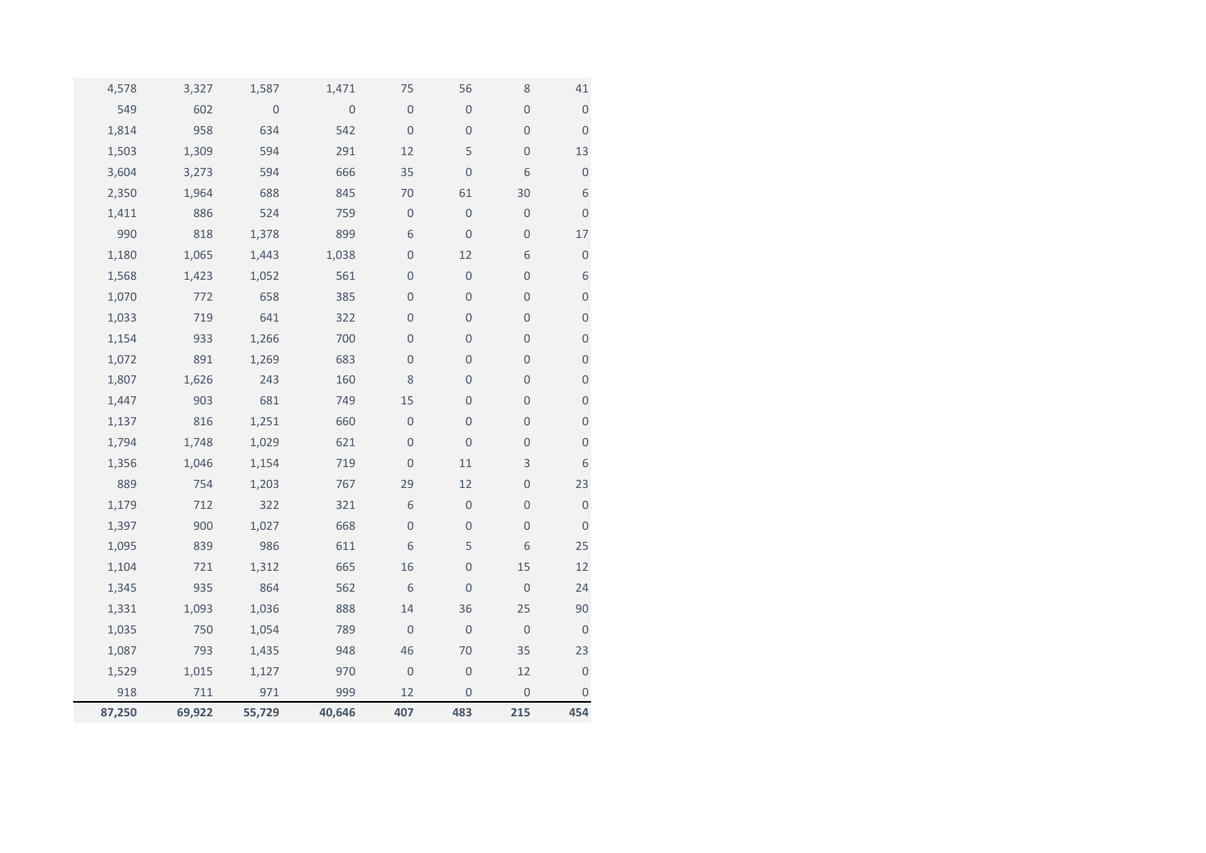| | | | | | | | |
|---|---|---|---|---|---|---|---|
| 4,578 | 3,327 | 1,587 | 1,471 | 75 | 56 | 8 | 41 |
| 549 | 602 | 0 | 0 | 0 | 0 | 0 | 0 |
| 1,814 | 958 | 634 | 542 | 0 | 0 | 0 | 0 |
| 1,503 | 1,309 | 594 | 291 | 12 | 5 | 0 | 13 |
| 3,604 | 3,273 | 594 | 666 | 35 | 0 | 6 | 0 |
| 2,350 | 1,964 | 688 | 845 | 70 | 61 | 30 | 6 |
| 1,411 | 886 | 524 | 759 | 0 | 0 | 0 | 0 |
| 990 | 818 | 1,378 | 899 | 6 | 0 | 0 | 17 |
| 1,180 | 1,065 | 1,443 | 1,038 | 0 | 12 | 6 | 0 |
| 1,568 | 1,423 | 1,052 | 561 | 0 | 0 | 0 | 6 |
| 1,070 | 772 | 658 | 385 | 0 | 0 | 0 | 0 |
| 1,033 | 719 | 641 | 322 | 0 | 0 | 0 | 0 |
| 1,154 | 933 | 1,266 | 700 | 0 | 0 | 0 | 0 |
| 1,072 | 891 | 1,269 | 683 | 0 | 0 | 0 | 0 |
| 1,807 | 1,626 | 243 | 160 | 8 | 0 | 0 | 0 |
| 1,447 | 903 | 681 | 749 | 15 | 0 | 0 | 0 |
| 1,137 | 816 | 1,251 | 660 | 0 | 0 | 0 | 0 |
| 1,794 | 1,748 | 1,029 | 621 | 0 | 0 | 0 | 0 |
| 1,356 | 1,046 | 1,154 | 719 | 0 | 11 | 3 | 6 |
| 889 | 754 | 1,203 | 767 | 29 | 12 | 0 | 23 |
| 1,179 | 712 | 322 | 321 | 6 | 0 | 0 | 0 |
| 1,397 | 900 | 1,027 | 668 | 0 | 0 | 0 | 0 |
| 1,095 | 839 | 986 | 611 | 6 | 5 | 6 | 25 |
| 1,104 | 721 | 1,312 | 665 | 16 | 0 | 15 | 12 |
| 1,345 | 935 | 864 | 562 | 6 | 0 | 0 | 24 |
| 1,331 | 1,093 | 1,036 | 888 | 14 | 36 | 25 | 90 |
| 1,035 | 750 | 1,054 | 789 | 0 | 0 | 0 | 0 |
| 1,087 | 793 | 1,435 | 948 | 46 | 70 | 35 | 23 |
| 1,529 | 1,015 | 1,127 | 970 | 0 | 0 | 12 | 0 |
| 918 | 711 | 971 | 999 | 12 | 0 | 0 | 0 |
| **87,250** | **69,922** | **55,729** | **40,646** | **407** | **483** | **215** | **454** |